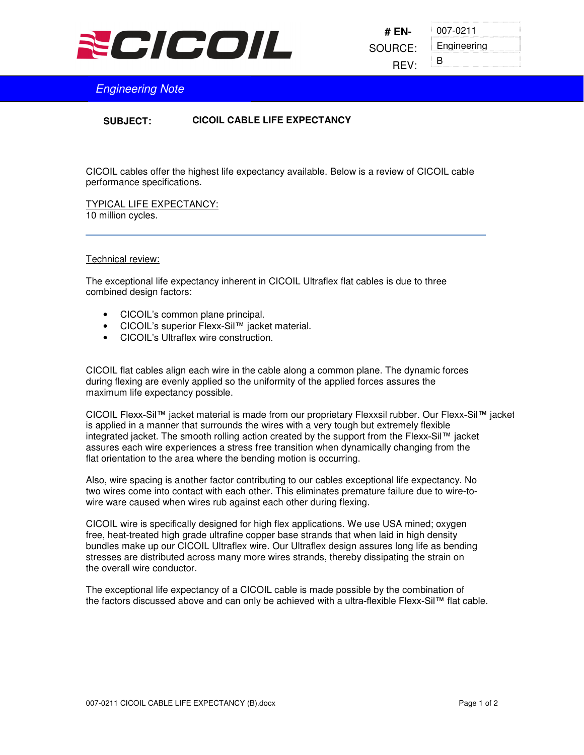CICOIL

| # EN- | 007-0211 |
|---|---|
| SOURCE: | Engineering |
| REV: | B |

*Engineering Note*

**SUBJECT: CICOIL CABLE LIFE EXPECTANCY**

CICOIL cables offer the highest life expectancy available. Below is a review of CICOIL cable performance specifications.

TYPICAL LIFE EXPECTANCY:
10 million cycles.

---

Technical review:

The exceptional life expectancy inherent in CICOIL Ultraflex flat cables is due to three combined design factors:

- CICOIL's common plane principal.
- CICOIL's superior Flexx-Sil™ jacket material.
- CICOIL's Ultraflex wire construction.

CICOIL flat cables align each wire in the cable along a common plane. The dynamic forces during flexing are evenly applied so the uniformity of the applied forces assures the maximum life expectancy possible.

CICOIL Flexx-Sil™ jacket material is made from our proprietary Flexxsil rubber. Our Flexx-Sil™ jacket is applied in a manner that surrounds the wires with a very tough but extremely flexible integrated jacket. The smooth rolling action created by the support from the Flexx-Sil™ jacket assures each wire experiences a stress free transition when dynamically changing from the flat orientation to the area where the bending motion is occurring.

Also, wire spacing is another factor contributing to our cables exceptional life expectancy. No two wires come into contact with each other. This eliminates premature failure due to wire-to-wire ware caused when wires rub against each other during flexing.

CICOIL wire is specifically designed for high flex applications. We use USA mined; oxygen free, heat-treated high grade ultrafine copper base strands that when laid in high density bundles make up our CICOIL Ultraflex wire. Our Ultraflex design assures long life as bending stresses are distributed across many more wires strands, thereby dissipating the strain on the overall wire conductor.

The exceptional life expectancy of a CICOIL cable is made possible by the combination of the factors discussed above and can only be achieved with a ultra-flexible Flexx-Sil™ flat cable.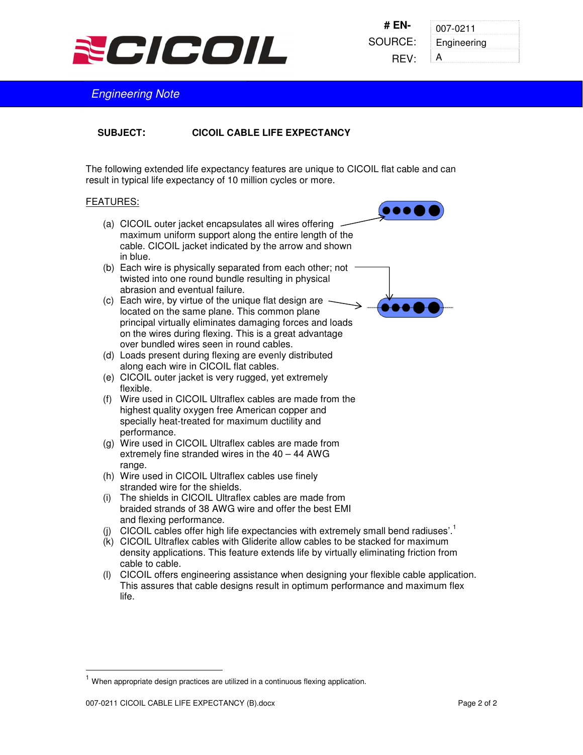# EN- 007-0211
SOURCE: Engineering
REV: A

*Engineering Note*

**SUBJECT: CICOIL CABLE LIFE EXPECTANCY**

The following extended life expectancy features are unique to CICOIL flat cable and can result in typical life expectancy of 10 million cycles or more.

FEATURES:

(a) CICOIL outer jacket encapsulates all wires offering maximum uniform support along the entire length of the cable. CICOIL jacket indicated by the arrow and shown in blue.
(b) Each wire is physically separated from each other; not twisted into one round bundle resulting in physical abrasion and eventual failure.
(c) Each wire, by virtue of the unique flat design are located on the same plane. This common plane principal virtually eliminates damaging forces and loads on the wires during flexing. This is a great advantage over bundled wires seen in round cables.
(d) Loads present during flexing are evenly distributed along each wire in CICOIL flat cables.
(e) CICOIL outer jacket is very rugged, yet extremely flexible.
(f) Wire used in CICOIL Ultraflex cables are made from the highest quality oxygen free American copper and specially heat-treated for maximum ductility and performance.
(g) Wire used in CICOIL Ultraflex cables are made from extremely fine stranded wires in the 40 – 44 AWG range.
(h) Wire used in CICOIL Ultraflex cables use finely stranded wire for the shields.
(i) The shields in CICOIL Ultraflex cables are made from braided strands of 38 AWG wire and offer the best EMI and flexing performance.
(j) CICOIL cables offer high life expectancies with extremely small bend radiuses'.[1]
(k) CICOIL Ultraflex cables with Gliderite allow cables to be stacked for maximum density applications. This feature extends life by virtually eliminating friction from cable to cable.
(l) CICOIL offers engineering assistance when designing your flexible cable application. This assures that cable designs result in optimum performance and maximum flex life.

[1] When appropriate design practices are utilized in a continuous flexing application.

007-0211 CICOIL CABLE LIFE EXPECTANCY (B).docx